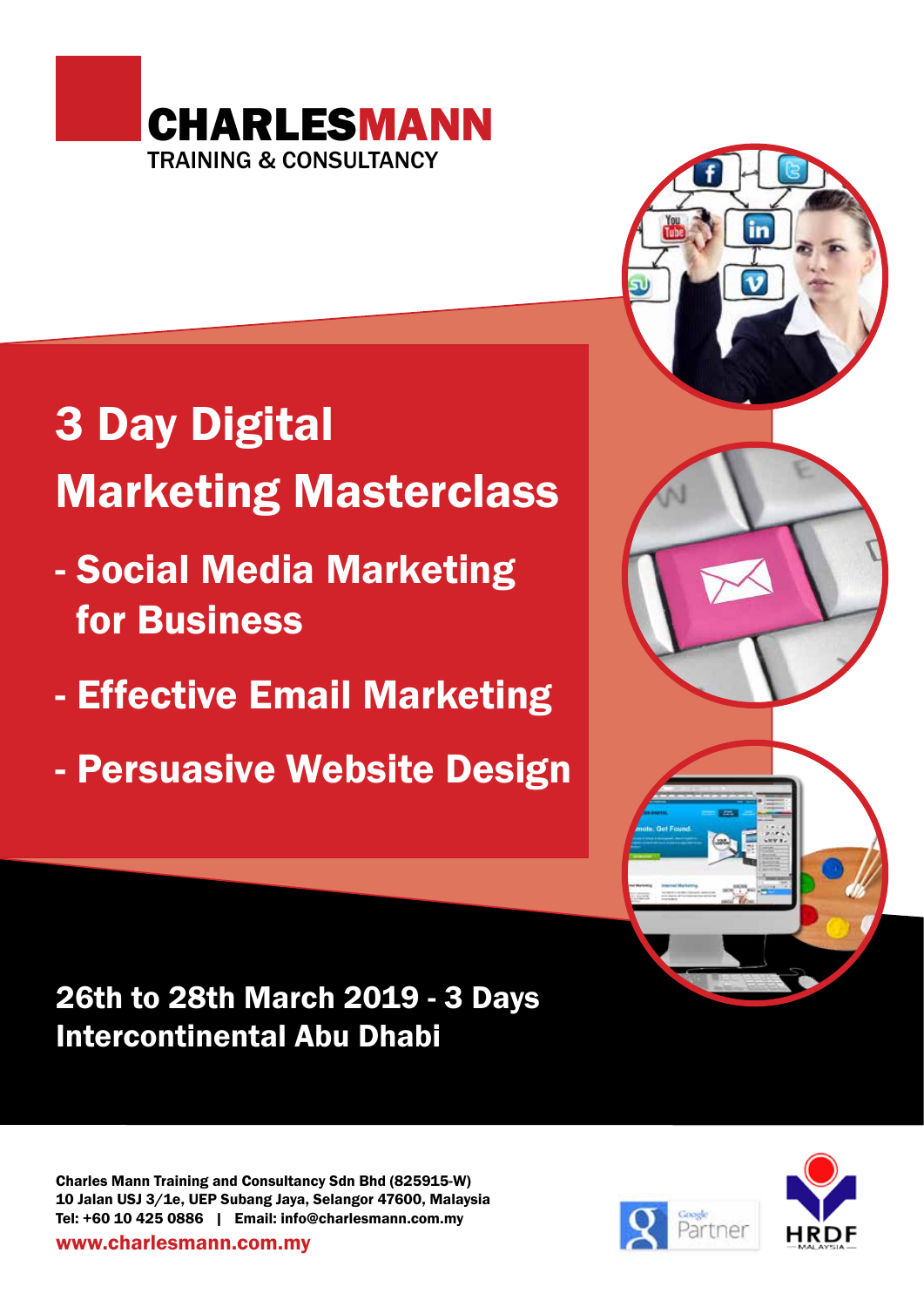**CHARLESMANN**
TRAINING & CONSULTANCY

# 3 Day Digital Marketing Masterclass

- **Social Media Marketing for Business**
- **Effective Email Marketing**
- **Persuasive Website Design**

**26th to 28th March 2019 - 3 Days**
**Intercontinental Abu Dhabi**

**Charles Mann Training and Consultancy Sdn Bhd (825915-W)**
**10 Jalan USJ 3/1e, UEP Subang Jaya, Selangor 47600, Malaysia**
**Tel: +60 10 425 0886 | Email: info@charlesmann.com.my**
**www.charlesmann.com.my**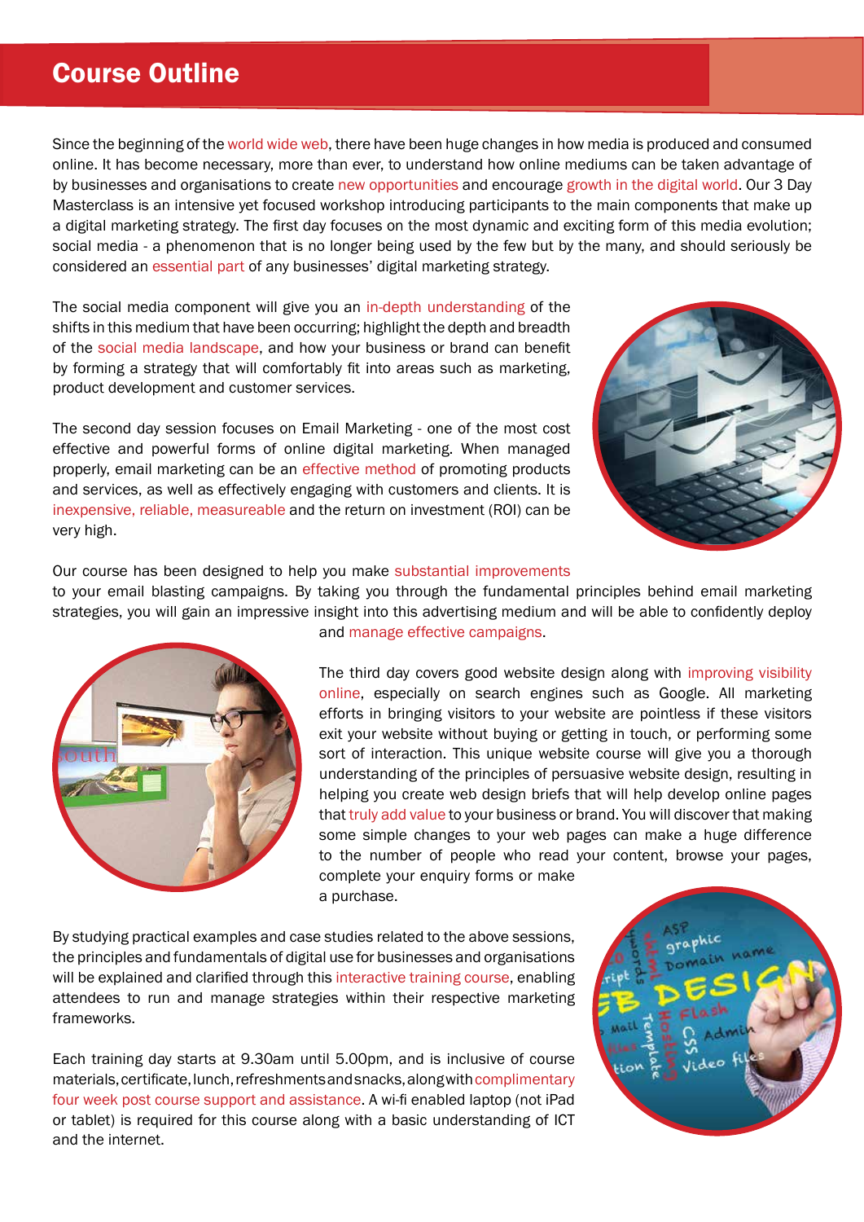# Course Outline

Since the beginning of the world wide web, there have been huge changes in how media is produced and consumed online. It has become necessary, more than ever, to understand how online mediums can be taken advantage of by businesses and organisations to create new opportunities and encourage growth in the digital world. Our 3 Day Masterclass is an intensive yet focused workshop introducing participants to the main components that make up a digital marketing strategy. The first day focuses on the most dynamic and exciting form of this media evolution; social media - a phenomenon that is no longer being used by the few but by the many, and should seriously be considered an essential part of any businesses' digital marketing strategy.

The social media component will give you an in-depth understanding of the shifts in this medium that have been occurring; highlight the depth and breadth of the social media landscape, and how your business or brand can benefit by forming a strategy that will comfortably fit into areas such as marketing, product development and customer services.

The second day session focuses on Email Marketing - one of the most cost effective and powerful forms of online digital marketing. When managed properly, email marketing can be an effective method of promoting products and services, as well as effectively engaging with customers and clients. It is inexpensive, reliable, measureable and the return on investment (ROI) can be very high.

Our course has been designed to help you make substantial improvements to your email blasting campaigns. By taking you through the fundamental principles behind email marketing strategies, you will gain an impressive insight into this advertising medium and will be able to confidently deploy and manage effective campaigns.

The third day covers good website design along with improving visibility online, especially on search engines such as Google. All marketing efforts in bringing visitors to your website are pointless if these visitors exit your website without buying or getting in touch, or performing some sort of interaction. This unique website course will give you a thorough understanding of the principles of persuasive website design, resulting in helping you create web design briefs that will help develop online pages that truly add value to your business or brand. You will discover that making some simple changes to your web pages can make a huge difference to the number of people who read your content, browse your pages, complete your enquiry forms or make a purchase.

By studying practical examples and case studies related to the above sessions, the principles and fundamentals of digital use for businesses and organisations will be explained and clarified through this interactive training course, enabling attendees to run and manage strategies within their respective marketing frameworks.

Each training day starts at 9.30am until 5.00pm, and is inclusive of course materials, certificate, lunch, refreshments and snacks, along with complimentary four week post course support and assistance. A wi-fi enabled laptop (not iPad or tablet) is required for this course along with a basic understanding of ICT and the internet.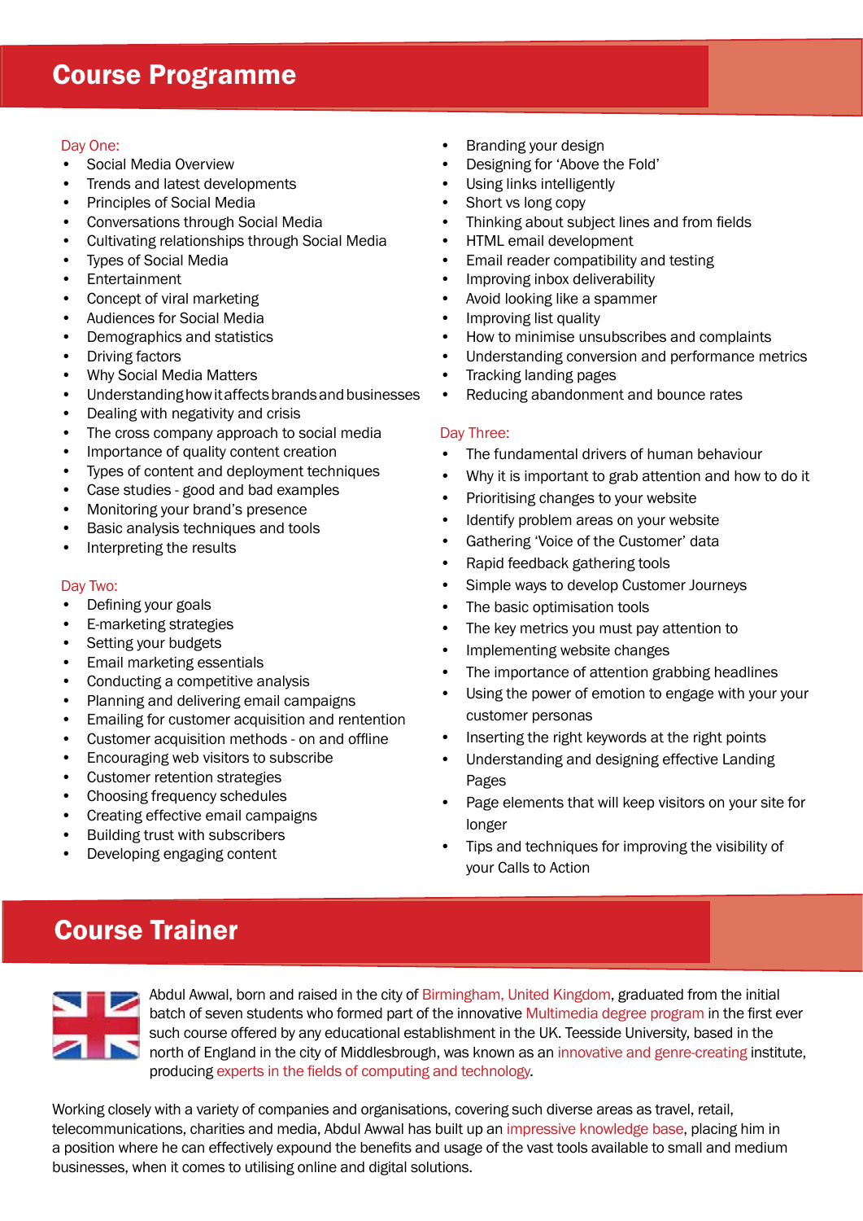## Course Programme

Day One:

- Social Media Overview
- Trends and latest developments
- Principles of Social Media
- Conversations through Social Media
- Cultivating relationships through Social Media
- Types of Social Media
- Entertainment
- Concept of viral marketing
- Audiences for Social Media
- Demographics and statistics
- Driving factors
- Why Social Media Matters
- Understanding how it affects brands and businesses
- Dealing with negativity and crisis
- The cross company approach to social media
- Importance of quality content creation
- Types of content and deployment techniques
- Case studies - good and bad examples
- Monitoring your brand's presence
- Basic analysis techniques and tools
- Interpreting the results

Day Two:

- Defining your goals
- E-marketing strategies
- Setting your budgets
- Email marketing essentials
- Conducting a competitive analysis
- Planning and delivering email campaigns
- Emailing for customer acquisition and rentention
- Customer acquisition methods - on and offline
- Encouraging web visitors to subscribe
- Customer retention strategies
- Choosing frequency schedules
- Creating effective email campaigns
- Building trust with subscribers
- Developing engaging content
- Branding your design
- Designing for 'Above the Fold'
- Using links intelligently
- Short vs long copy
- Thinking about subject lines and from fields
- HTML email development
- Email reader compatibility and testing
- Improving inbox deliverability
- Avoid looking like a spammer
- Improving list quality
- How to minimise unsubscribes and complaints
- Understanding conversion and performance metrics
- Tracking landing pages
- Reducing abandonment and bounce rates

Day Three:

- The fundamental drivers of human behaviour
- Why it is important to grab attention and how to do it
- Prioritising changes to your website
- Identify problem areas on your website
- Gathering 'Voice of the Customer' data
- Rapid feedback gathering tools
- Simple ways to develop Customer Journeys
- The basic optimisation tools
- The key metrics you must pay attention to
- Implementing website changes
- The importance of attention grabbing headlines
- Using the power of emotion to engage with your your customer personas
- Inserting the right keywords at the right points
- Understanding and designing effective Landing Pages
- Page elements that will keep visitors on your site for longer
- Tips and techniques for improving the visibility of your Calls to Action

## Course Trainer

Abdul Awwal, born and raised in the city of Birmingham, United Kingdom, graduated from the initial batch of seven students who formed part of the innovative Multimedia degree program in the first ever such course offered by any educational establishment in the UK. Teesside University, based in the north of England in the city of Middlesbrough, was known as an innovative and genre-creating institute, producing experts in the fields of computing and technology.

Working closely with a variety of companies and organisations, covering such diverse areas as travel, retail, telecommunications, charities and media, Abdul Awwal has built up an impressive knowledge base, placing him in a position where he can effectively expound the benefits and usage of the vast tools available to small and medium businesses, when it comes to utilising online and digital solutions.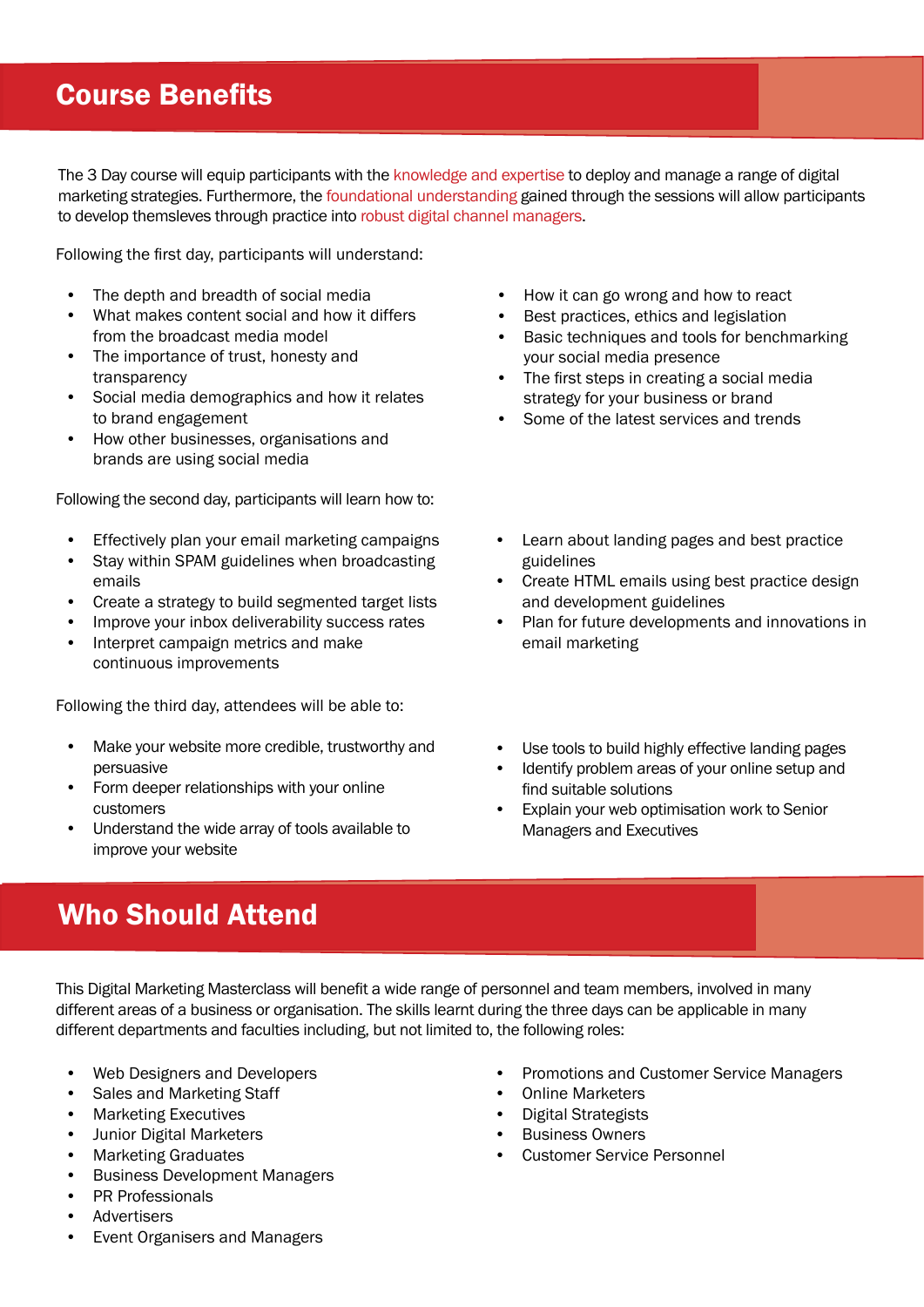## Course Benefits

The 3 Day course will equip participants with the knowledge and expertise to deploy and manage a range of digital marketing strategies. Furthermore, the foundational understanding gained through the sessions will allow participants to develop themsleves through practice into robust digital channel managers.

Following the first day, participants will understand:

- The depth and breadth of social media
- What makes content social and how it differs from the broadcast media model
- The importance of trust, honesty and transparency
- Social media demographics and how it relates to brand engagement
- How other businesses, organisations and brands are using social media
- How it can go wrong and how to react
- Best practices, ethics and legislation
- Basic techniques and tools for benchmarking your social media presence
- The first steps in creating a social media strategy for your business or brand
- Some of the latest services and trends

Following the second day, participants will learn how to:

- Effectively plan your email marketing campaigns
- Stay within SPAM guidelines when broadcasting emails
- Create a strategy to build segmented target lists
- Improve your inbox deliverability success rates
- Interpret campaign metrics and make continuous improvements
- Learn about landing pages and best practice guidelines
- Create HTML emails using best practice design and development guidelines
- Plan for future developments and innovations in email marketing

Following the third day, attendees will be able to:

- Make your website more credible, trustworthy and persuasive
- Form deeper relationships with your online customers
- Understand the wide array of tools available to improve your website
- Use tools to build highly effective landing pages
- Identify problem areas of your online setup and find suitable solutions
- Explain your web optimisation work to Senior Managers and Executives

## Who Should Attend

This Digital Marketing Masterclass will benefit a wide range of personnel and team members, involved in many different areas of a business or organisation. The skills learnt during the three days can be applicable in many different departments and faculties including, but not limited to, the following roles:

- Web Designers and Developers
- Sales and Marketing Staff
- Marketing Executives
- Junior Digital Marketers
- Marketing Graduates
- Business Development Managers
- PR Professionals
- Advertisers
- Event Organisers and Managers
- Promotions and Customer Service Managers
- Online Marketers
- Digital Strategists
- Business Owners
- Customer Service Personnel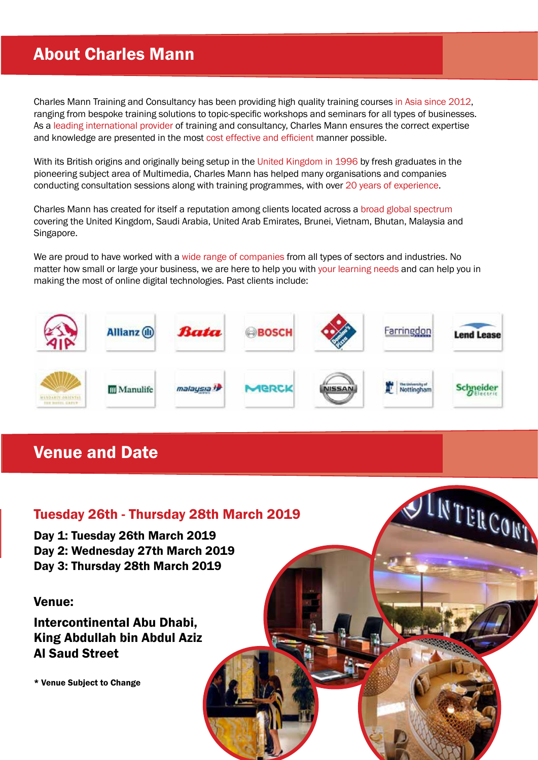## About Charles Mann

Charles Mann Training and Consultancy has been providing high quality training courses in Asia since 2012, ranging from bespoke training solutions to topic-specific workshops and seminars for all types of businesses. As a leading international provider of training and consultancy, Charles Mann ensures the correct expertise and knowledge are presented in the most cost effective and efficient manner possible.

With its British origins and originally being setup in the United Kingdom in 1996 by fresh graduates in the pioneering subject area of Multimedia, Charles Mann has helped many organisations and companies conducting consultation sessions along with training programmes, with over 20 years of experience.

Charles Mann has created for itself a reputation among clients located across a broad global spectrum covering the United Kingdom, Saudi Arabia, United Arab Emirates, Brunei, Vietnam, Bhutan, Malaysia and Singapore.

We are proud to have worked with a wide range of companies from all types of sectors and industries. No matter how small or large your business, we are here to help you with your learning needs and can help you in making the most of online digital technologies. Past clients include:

## Venue and Date

### Tuesday 26th - Thursday 28th March 2019

**Day 1: Tuesday 26th March 2019**
**Day 2: Wednesday 27th March 2019**
**Day 3: Thursday 28th March 2019**

**Venue:**

**Intercontinental Abu Dhabi,**
**King Abdullah bin Abdul Aziz**
**Al Saud Street**

**\* Venue Subject to Change**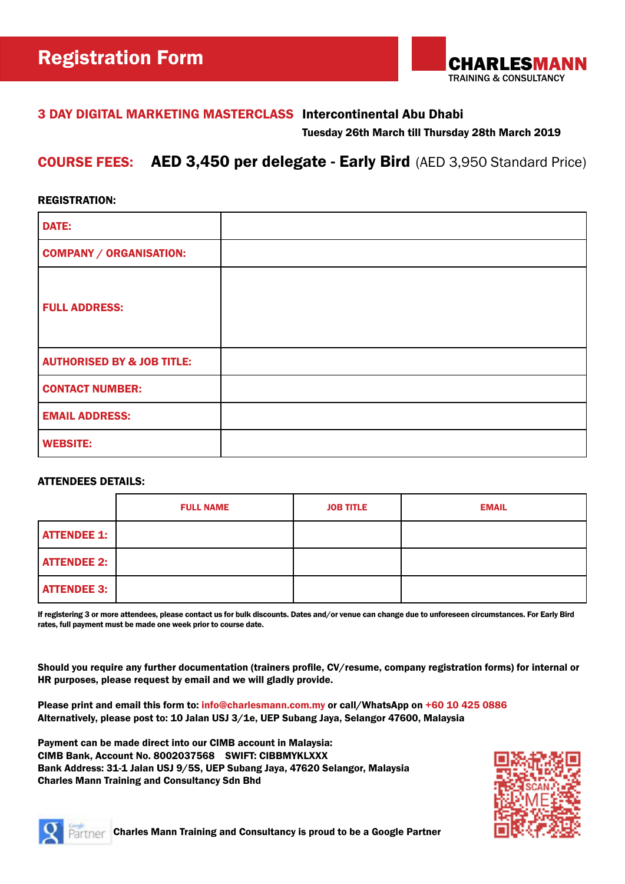# Registration Form

**CHARLESMANN**
TRAINING & CONSULTANCY

## 3 DAY DIGITAL MARKETING MASTERCLASS Intercontinental Abu Dhabi

**Tuesday 26th March till Thursday 28th March 2019**

## COURSE FEES: AED 3,450 per delegate - Early Bird (AED 3,950 Standard Price)

**REGISTRATION:**

| | |
|---|---|
| DATE: | |
| COMPANY / ORGANISATION: | |
| FULL ADDRESS: | |
| AUTHORISED BY & JOB TITLE: | |
| CONTACT NUMBER: | |
| EMAIL ADDRESS: | |
| WEBSITE: | |

**ATTENDEES DETAILS:**

| | FULL NAME | JOB TITLE | EMAIL |
|---|---|---|---|
| ATTENDEE 1: | | | |
| ATTENDEE 2: | | | |
| ATTENDEE 3: | | | |

**If registering 3 or more attendees, please contact us for bulk discounts. Dates and/or venue can change due to unforeseen circumstances. For Early Bird rates, full payment must be made one week prior to course date.**

**Should you require any further documentation (trainers profile, CV/resume, company registration forms) for internal or HR purposes, please request by email and we will gladly provide.**

**Please print and email this form to: info@charlesmann.com.my or call/WhatsApp on +60 10 425 0886**
**Alternatively, please post to: 10 Jalan USJ 3/1e, UEP Subang Jaya, Selangor 47600, Malaysia**

**Payment can be made direct into our CIMB account in Malaysia:**
**CIMB Bank, Account No. 8002037568 SWIFT: CIBBMYKLXXX**
**Bank Address: 31-1 Jalan USJ 9/5S, UEP Subang Jaya, 47620 Selangor, Malaysia**
**Charles Mann Training and Consultancy Sdn Bhd**

SCAN ME

Google Partner **Charles Mann Training and Consultancy is proud to be a Google Partner**